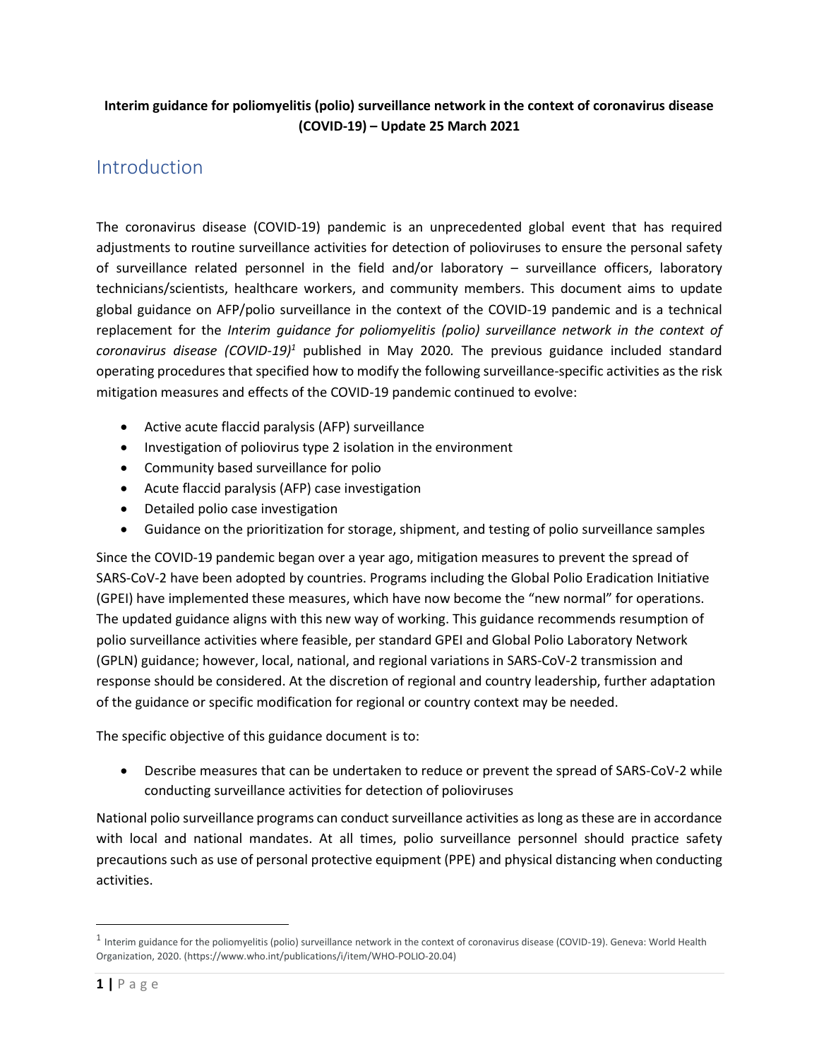**Interim guidance for poliomyelitis (polio) surveillance network in the context of coronavirus disease (COVID-19) – Update 25 March 2021**

# Introduction

The coronavirus disease (COVID-19) pandemic is an unprecedented global event that has required adjustments to routine surveillance activities for detection of polioviruses to ensure the personal safety of surveillance related personnel in the field and/or laboratory – surveillance officers, laboratory technicians/scientists, healthcare workers, and community members. This document aims to update global guidance on AFP/polio surveillance in the context of the COVID-19 pandemic and is a technical replacement for the *Interim guidance for poliomyelitis (polio) surveillance network in the context of coronavirus disease (COVID-19)*[1] published in May 2020. The previous guidance included standard operating procedures that specified how to modify the following surveillance-specific activities as the risk mitigation measures and effects of the COVID-19 pandemic continued to evolve:

- Active acute flaccid paralysis (AFP) surveillance
- Investigation of poliovirus type 2 isolation in the environment
- Community based surveillance for polio
- Acute flaccid paralysis (AFP) case investigation
- Detailed polio case investigation
- Guidance on the prioritization for storage, shipment, and testing of polio surveillance samples

Since the COVID-19 pandemic began over a year ago, mitigation measures to prevent the spread of SARS-CoV-2 have been adopted by countries. Programs including the Global Polio Eradication Initiative (GPEI) have implemented these measures, which have now become the "new normal" for operations. The updated guidance aligns with this new way of working. This guidance recommends resumption of polio surveillance activities where feasible, per standard GPEI and Global Polio Laboratory Network (GPLN) guidance; however, local, national, and regional variations in SARS-CoV-2 transmission and response should be considered. At the discretion of regional and country leadership, further adaptation of the guidance or specific modification for regional or country context may be needed.

The specific objective of this guidance document is to:

- Describe measures that can be undertaken to reduce or prevent the spread of SARS-CoV-2 while conducting surveillance activities for detection of polioviruses

National polio surveillance programs can conduct surveillance activities as long as these are in accordance with local and national mandates. At all times, polio surveillance personnel should practice safety precautions such as use of personal protective equipment (PPE) and physical distancing when conducting activities.

---

[1] Interim guidance for the poliomyelitis (polio) surveillance network in the context of coronavirus disease (COVID-19). Geneva: World Health Organization, 2020. (https://www.who.int/publications/i/item/WHO-POLIO-20.04)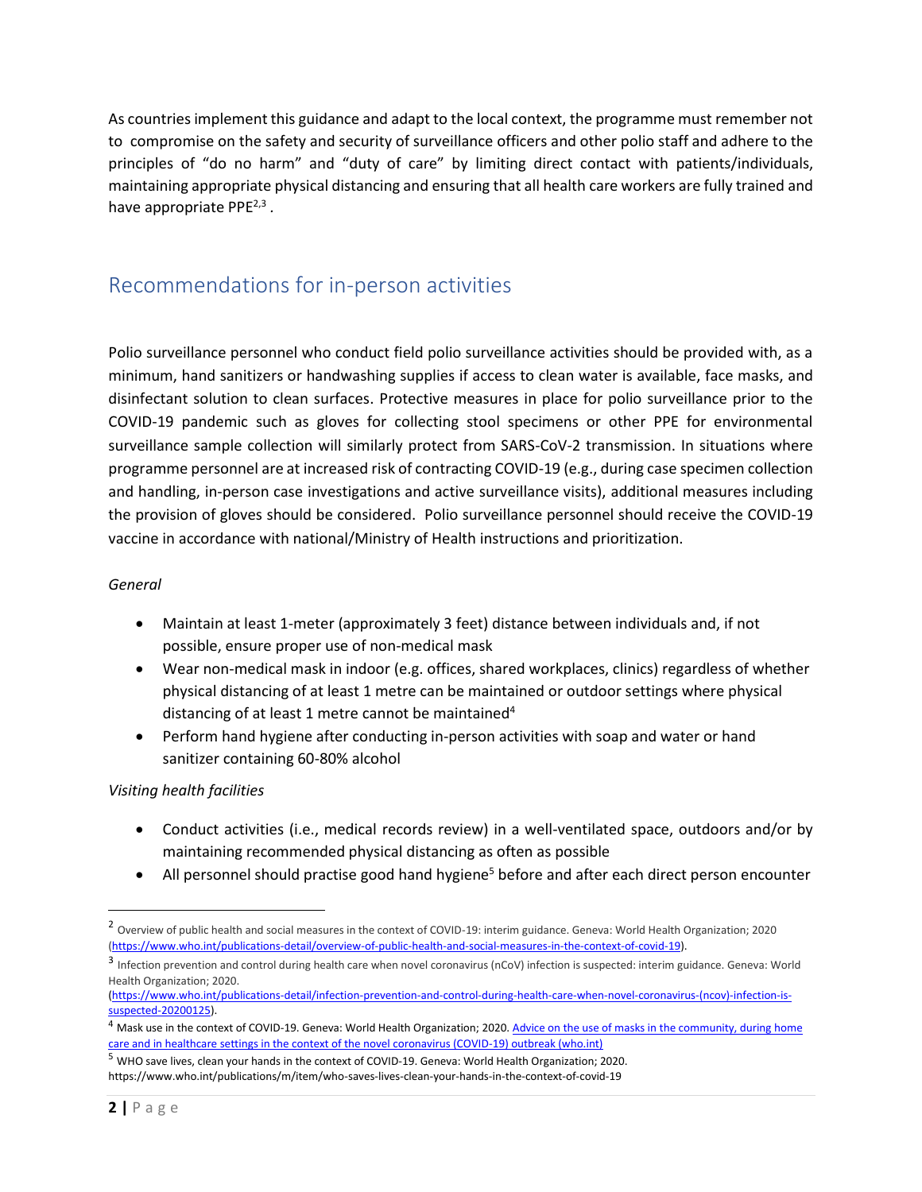As countries implement this guidance and adapt to the local context, the programme must remember not to compromise on the safety and security of surveillance officers and other polio staff and adhere to the principles of "do no harm" and "duty of care" by limiting direct contact with patients/individuals, maintaining appropriate physical distancing and ensuring that all health care workers are fully trained and have appropriate PPE[2,3] .

## Recommendations for in-person activities

Polio surveillance personnel who conduct field polio surveillance activities should be provided with, as a minimum, hand sanitizers or handwashing supplies if access to clean water is available, face masks, and disinfectant solution to clean surfaces. Protective measures in place for polio surveillance prior to the COVID-19 pandemic such as gloves for collecting stool specimens or other PPE for environmental surveillance sample collection will similarly protect from SARS-CoV-2 transmission. In situations where programme personnel are at increased risk of contracting COVID-19 (e.g., during case specimen collection and handling, in-person case investigations and active surveillance visits), additional measures including the provision of gloves should be considered. Polio surveillance personnel should receive the COVID-19 vaccine in accordance with national/Ministry of Health instructions and prioritization.

*General*

- Maintain at least 1-meter (approximately 3 feet) distance between individuals and, if not possible, ensure proper use of non-medical mask
- Wear non-medical mask in indoor (e.g. offices, shared workplaces, clinics) regardless of whether physical distancing of at least 1 metre can be maintained or outdoor settings where physical distancing of at least 1 metre cannot be maintained[4]
- Perform hand hygiene after conducting in-person activities with soap and water or hand sanitizer containing 60-80% alcohol

*Visiting health facilities*

- Conduct activities (i.e., medical records review) in a well-ventilated space, outdoors and/or by maintaining recommended physical distancing as often as possible
- All personnel should practise good hand hygiene[5] before and after each direct person encounter

---

[2] Overview of public health and social measures in the context of COVID-19: interim guidance. Geneva: World Health Organization; 2020 (https://www.who.int/publications-detail/overview-of-public-health-and-social-measures-in-the-context-of-covid-19).

[3] Infection prevention and control during health care when novel coronavirus (nCoV) infection is suspected: interim guidance. Geneva: World Health Organization; 2020. (https://www.who.int/publications-detail/infection-prevention-and-control-during-health-care-when-novel-coronavirus-(ncov)-infection-is-suspected-20200125).

[4] Mask use in the context of COVID-19. Geneva: World Health Organization; 2020. Advice on the use of masks in the community, during home care and in healthcare settings in the context of the novel coronavirus (COVID-19) outbreak (who.int)

[5] WHO save lives, clean your hands in the context of COVID-19. Geneva: World Health Organization; 2020. https://www.who.int/publications/m/item/who-saves-lives-clean-your-hands-in-the-context-of-covid-19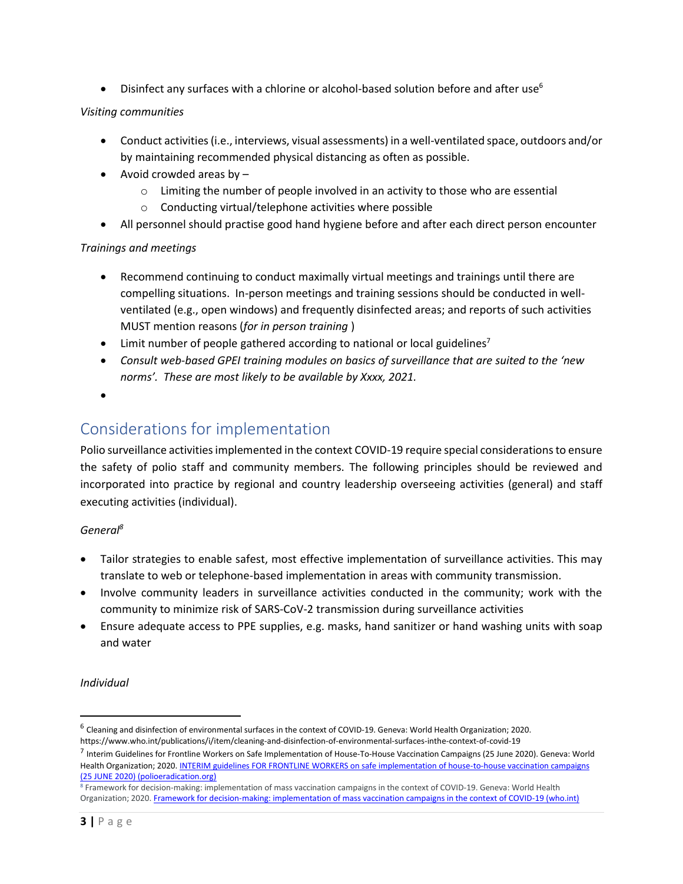- Disinfect any surfaces with a chlorine or alcohol-based solution before and after use[6]

*Visiting communities*

- Conduct activities (i.e., interviews, visual assessments) in a well-ventilated space, outdoors and/or by maintaining recommended physical distancing as often as possible.
- Avoid crowded areas by –
  - Limiting the number of people involved in an activity to those who are essential
  - Conducting virtual/telephone activities where possible
- All personnel should practise good hand hygiene before and after each direct person encounter

*Trainings and meetings*

- Recommend continuing to conduct maximally virtual meetings and trainings until there are compelling situations. In-person meetings and training sessions should be conducted in well-ventilated (e.g., open windows) and frequently disinfected areas; and reports of such activities MUST mention reasons (*for in person training* )
- Limit number of people gathered according to national or local guidelines[7]
- *Consult web-based GPEI training modules on basics of surveillance that are suited to the 'new norms'. These are most likely to be available by Xxxx, 2021.*
- 

## Considerations for implementation

Polio surveillance activities implemented in the context COVID-19 require special considerations to ensure the safety of polio staff and community members. The following principles should be reviewed and incorporated into practice by regional and country leadership overseeing activities (general) and staff executing activities (individual).

*General[8]*

- Tailor strategies to enable safest, most effective implementation of surveillance activities. This may translate to web or telephone-based implementation in areas with community transmission.
- Involve community leaders in surveillance activities conducted in the community; work with the community to minimize risk of SARS-CoV-2 transmission during surveillance activities
- Ensure adequate access to PPE supplies, e.g. masks, hand sanitizer or hand washing units with soap and water

*Individual*

---

[6] Cleaning and disinfection of environmental surfaces in the context of COVID-19. Geneva: World Health Organization; 2020. https://www.who.int/publications/i/item/cleaning-and-disinfection-of-environmental-surfaces-inthe-context-of-covid-19

[7] Interim Guidelines for Frontline Workers on Safe Implementation of House-To-House Vaccination Campaigns (25 June 2020). Geneva: World Health Organization; 2020. INTERIM guidelines FOR FRONTLINE WORKERS on safe implementation of house-to-house vaccination campaigns (25 JUNE 2020) (polioeradication.org)

[8] Framework for decision-making: implementation of mass vaccination campaigns in the context of COVID-19. Geneva: World Health Organization; 2020. Framework for decision-making: implementation of mass vaccination campaigns in the context of COVID-19 (who.int)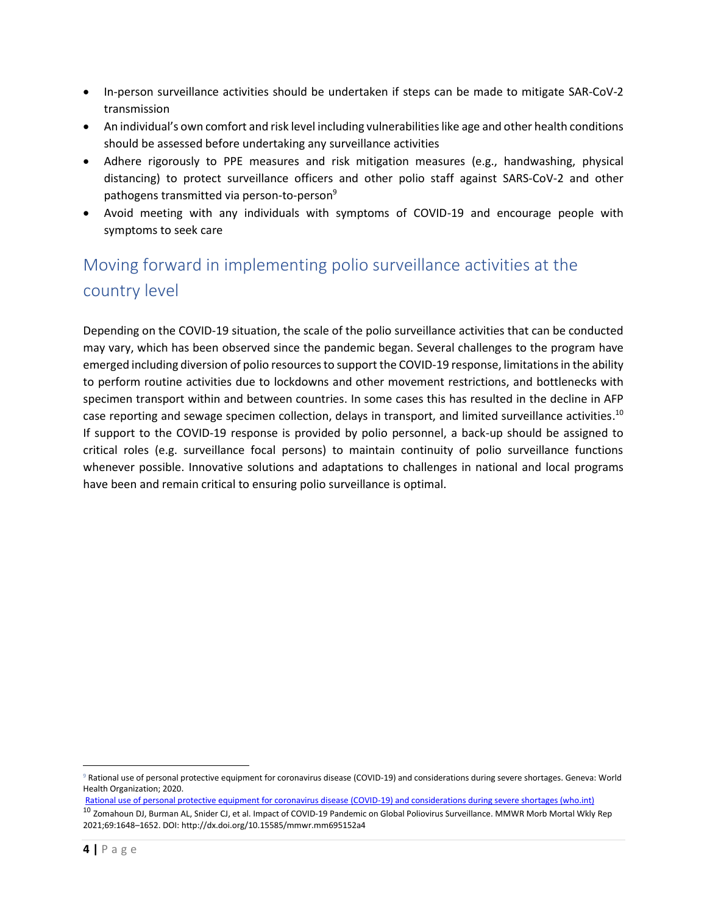- In-person surveillance activities should be undertaken if steps can be made to mitigate SAR-CoV-2 transmission
- An individual's own comfort and risk level including vulnerabilities like age and other health conditions should be assessed before undertaking any surveillance activities
- Adhere rigorously to PPE measures and risk mitigation measures (e.g., handwashing, physical distancing) to protect surveillance officers and other polio staff against SARS-CoV-2 and other pathogens transmitted via person-to-person[9]
- Avoid meeting with any individuals with symptoms of COVID-19 and encourage people with symptoms to seek care

## Moving forward in implementing polio surveillance activities at the country level

Depending on the COVID-19 situation, the scale of the polio surveillance activities that can be conducted may vary, which has been observed since the pandemic began. Several challenges to the program have emerged including diversion of polio resources to support the COVID-19 response, limitations in the ability to perform routine activities due to lockdowns and other movement restrictions, and bottlenecks with specimen transport within and between countries. In some cases this has resulted in the decline in AFP case reporting and sewage specimen collection, delays in transport, and limited surveillance activities.[10] If support to the COVID-19 response is provided by polio personnel, a back-up should be assigned to critical roles (e.g. surveillance focal persons) to maintain continuity of polio surveillance functions whenever possible. Innovative solutions and adaptations to challenges in national and local programs have been and remain critical to ensuring polio surveillance is optimal.

---

[9] Rational use of personal protective equipment for coronavirus disease (COVID-19) and considerations during severe shortages. Geneva: World Health Organization; 2020.
Rational use of personal protective equipment for coronavirus disease (COVID-19) and considerations during severe shortages (who.int)

[10] Zomahoun DJ, Burman AL, Snider CJ, et al. Impact of COVID-19 Pandemic on Global Poliovirus Surveillance. MMWR Morb Mortal Wkly Rep 2021;69:1648–1652. DOI: http://dx.doi.org/10.15585/mmwr.mm695152a4